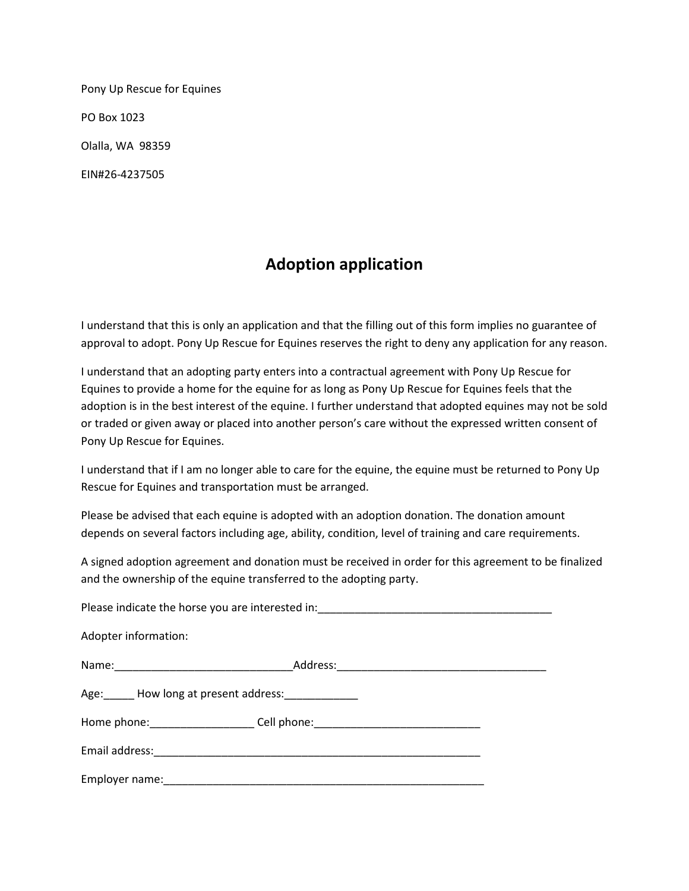Pony Up Rescue for Equines

PO Box 1023

Olalla, WA  98359

EIN#26-4237505

# Adoption application

I understand that this is only an application and that the filling out of this form implies no guarantee of approval to adopt. Pony Up Rescue for Equines reserves the right to deny any application for any reason.

I understand that an adopting party enters into a contractual agreement with Pony Up Rescue for Equines to provide a home for the equine for as long as Pony Up Rescue for Equines feels that the adoption is in the best interest of the equine. I further understand that adopted equines may not be sold or traded or given away or placed into another person's care without the expressed written consent of Pony Up Rescue for Equines.

I understand that if I am no longer able to care for the equine, the equine must be returned to Pony Up Rescue for Equines and transportation must be arranged.

Please be advised that each equine is adopted with an adoption donation. The donation amount depends on several factors including age, ability, condition, level of training and care requirements.

A signed adoption agreement and donation must be received in order for this agreement to be finalized and the ownership of the equine transferred to the adopting party.

Please indicate the horse you are interested in:_______________________________________

Adopter information:

Name:_____________________________Address:__________________________________

Age:_____ How long at present address:____________

Home phone:_________________ Cell phone:___________________________

Email address:_______________________________________________________

Employer name:______________________________________________________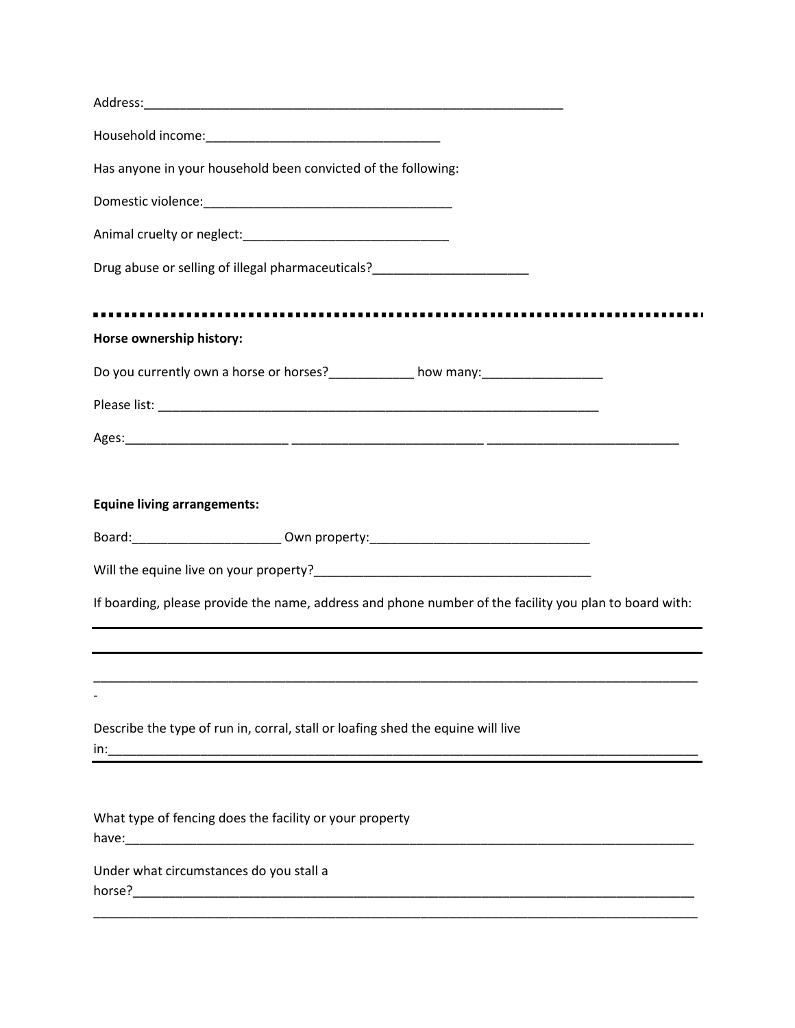Address:_______________________________________________________________

Household income:_________________________________

Has anyone in your household been convicted of the following:

Domestic violence:___________________________________

Animal cruelty or neglect:_____________________________

Drug abuse or selling of illegal pharmaceuticals?______________________

---

**Horse ownership history:**

Do you currently own a horse or horses?____________ how many:_________________

Please list: _________________________________________________________________

Ages:_______________________ ___________________________ ___________________________

**Equine living arrangements:**

Board:_____________________ Own property:_______________________________

Will the equine live on your property?________________________________________

If boarding, please provide the name, address and phone number of the facility you plan to board with:

---

---

_________________________________________________________________________________________
-

Describe the type of run in, corral, stall or loafing shed the equine will live in:_________________________________________________________________________________

What type of fencing does the facility or your property have:_______________________________________________________________________________

Under what circumstances do you stall a horse?_____________________________________________________________________________
_________________________________________________________________________________________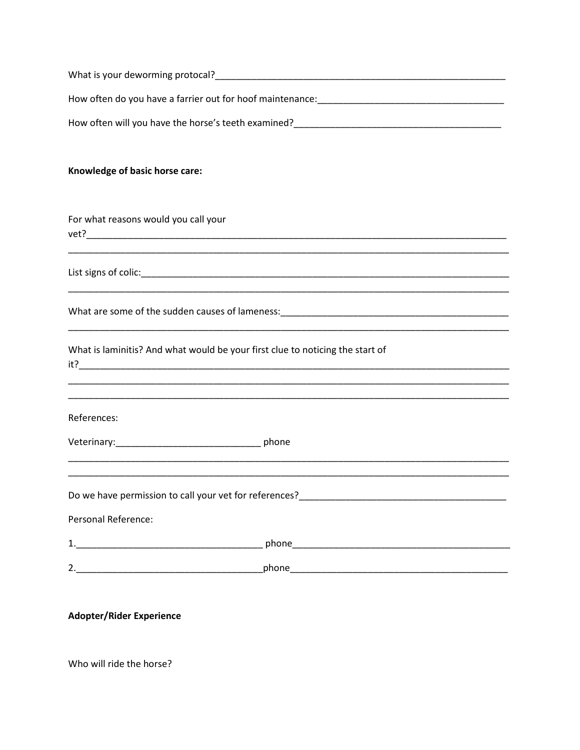What is your deworming protocal?___________________________________________________________

How often do you have a farrier out for hoof maintenance:____________________________________

How often will you have the horse's teeth examined?_________________________________________

**Knowledge of basic horse care:**

For what reasons would you call your vet?___________________________________________________________________________________
_____________________________________________________________________________________________

List signs of colic:____________________________________________________________________________
_____________________________________________________________________________________________

What are some of the sudden causes of lameness:______________________________________________
_____________________________________________________________________________________________

What is laminitis? And what would be your first clue to noticing the start of it?___________________________________________________________________________________
_____________________________________________________________________________________________
_____________________________________________________________________________________________

References:

Veterinary:____________________________ phone
_____________________________________________________________________________________________
_____________________________________________________________________________________________

Do we have permission to call your vet for references?_________________________________________

Personal Reference:

1.____________________________________ phone__________________________________________

2.____________________________________phone__________________________________________

**Adopter/Rider Experience**

Who will ride the horse?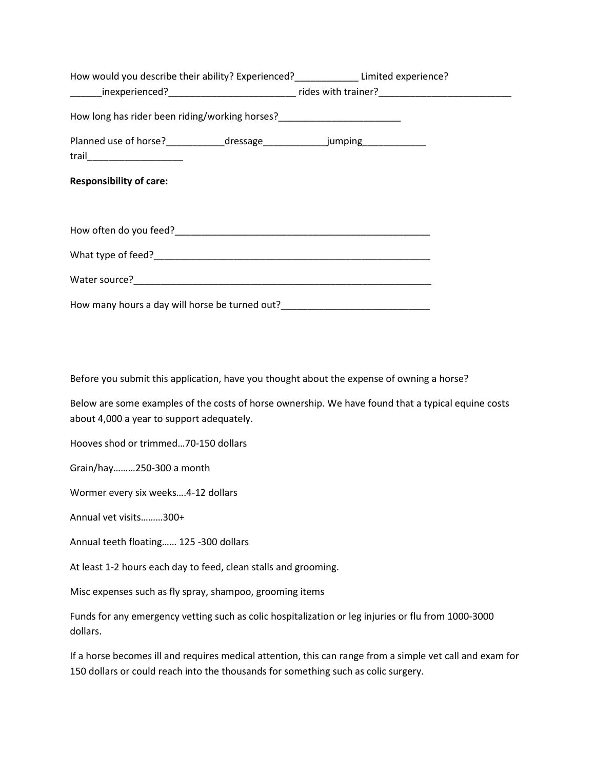How would you describe their ability? Experienced?____________ Limited experience? ______inexperienced?________________________ rides with trainer?_________________________

How long has rider been riding/working horses?_______________________

Planned use of horse?___________dressage____________jumping____________ trail_________________

**Responsibility of care:**

How often do you feed?__________________________________________________

What type of feed?______________________________________________________

Water source?__________________________________________________________

How many hours a day will horse be turned out?____________________________

Before you submit this application, have you thought about the expense of owning a horse?

Below are some examples of the costs of horse ownership. We have found that a typical equine costs about 4,000 a year to support adequately.

Hooves shod or trimmed…70-150 dollars

Grain/hay………250-300 a month

Wormer every six weeks….4-12 dollars

Annual vet visits………300+

Annual teeth floating…… 125 -300 dollars

At least 1-2 hours each day to feed, clean stalls and grooming.

Misc expenses such as fly spray, shampoo, grooming items

Funds for any emergency vetting such as colic hospitalization or leg injuries or flu from 1000-3000 dollars.

If a horse becomes ill and requires medical attention, this can range from a simple vet call and exam for 150 dollars or could reach into the thousands for something such as colic surgery.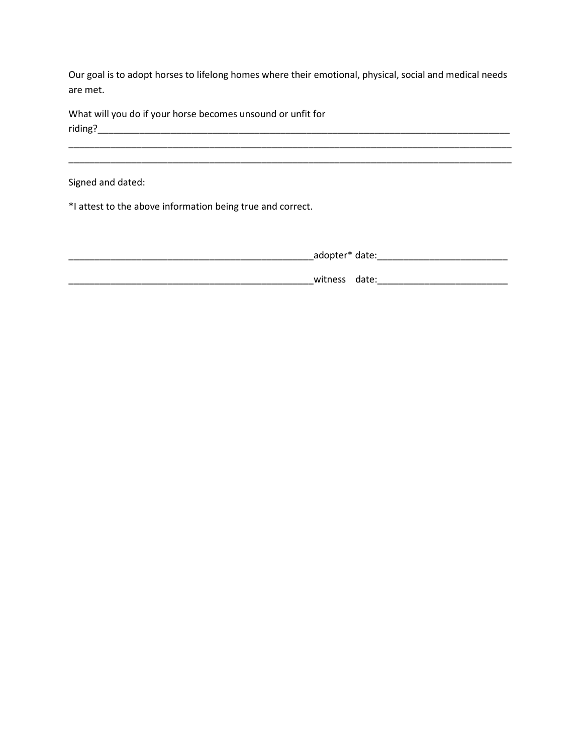Our goal is to adopt horses to lifelong homes where their emotional, physical, social and medical needs are met.

What will you do if your horse becomes unsound or unfit for riding?_______________________________________________________________________________
_____________________________________________________________________________________________
_____________________________________________________________________________________________

Signed and dated:

*I attest to the above information being true and correct.

_________________________________________________adopter* date:_________________________

_________________________________________________witness date:_________________________